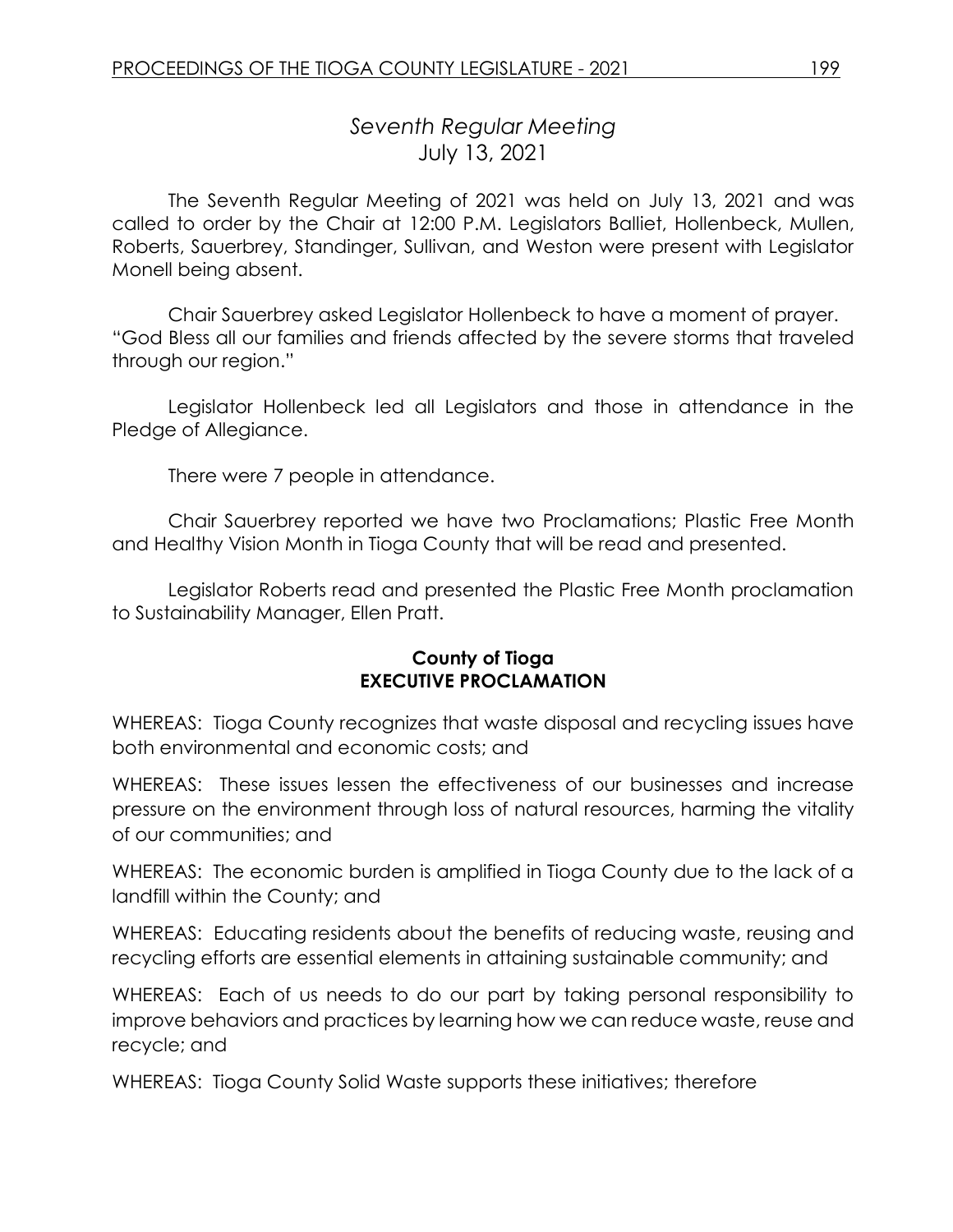## *Seventh Regular Meeting*
July 13, 2021

The Seventh Regular Meeting of 2021 was held on July 13, 2021 and was called to order by the Chair at 12:00 P.M. Legislators Balliet, Hollenbeck, Mullen, Roberts, Sauerbrey, Standinger, Sullivan, and Weston were present with Legislator Monell being absent.

Chair Sauerbrey asked Legislator Hollenbeck to have a moment of prayer. "God Bless all our families and friends affected by the severe storms that traveled through our region."

Legislator Hollenbeck led all Legislators and those in attendance in the Pledge of Allegiance.

There were 7 people in attendance.

Chair Sauerbrey reported we have two Proclamations; Plastic Free Month and Healthy Vision Month in Tioga County that will be read and presented.

Legislator Roberts read and presented the Plastic Free Month proclamation to Sustainability Manager, Ellen Pratt.

**County of Tioga**
**EXECUTIVE PROCLAMATION**

WHEREAS: Tioga County recognizes that waste disposal and recycling issues have both environmental and economic costs; and

WHEREAS: These issues lessen the effectiveness of our businesses and increase pressure on the environment through loss of natural resources, harming the vitality of our communities; and

WHEREAS: The economic burden is amplified in Tioga County due to the lack of a landfill within the County; and

WHEREAS: Educating residents about the benefits of reducing waste, reusing and recycling efforts are essential elements in attaining sustainable community; and

WHEREAS: Each of us needs to do our part by taking personal responsibility to improve behaviors and practices by learning how we can reduce waste, reuse and recycle; and

WHEREAS: Tioga County Solid Waste supports these initiatives; therefore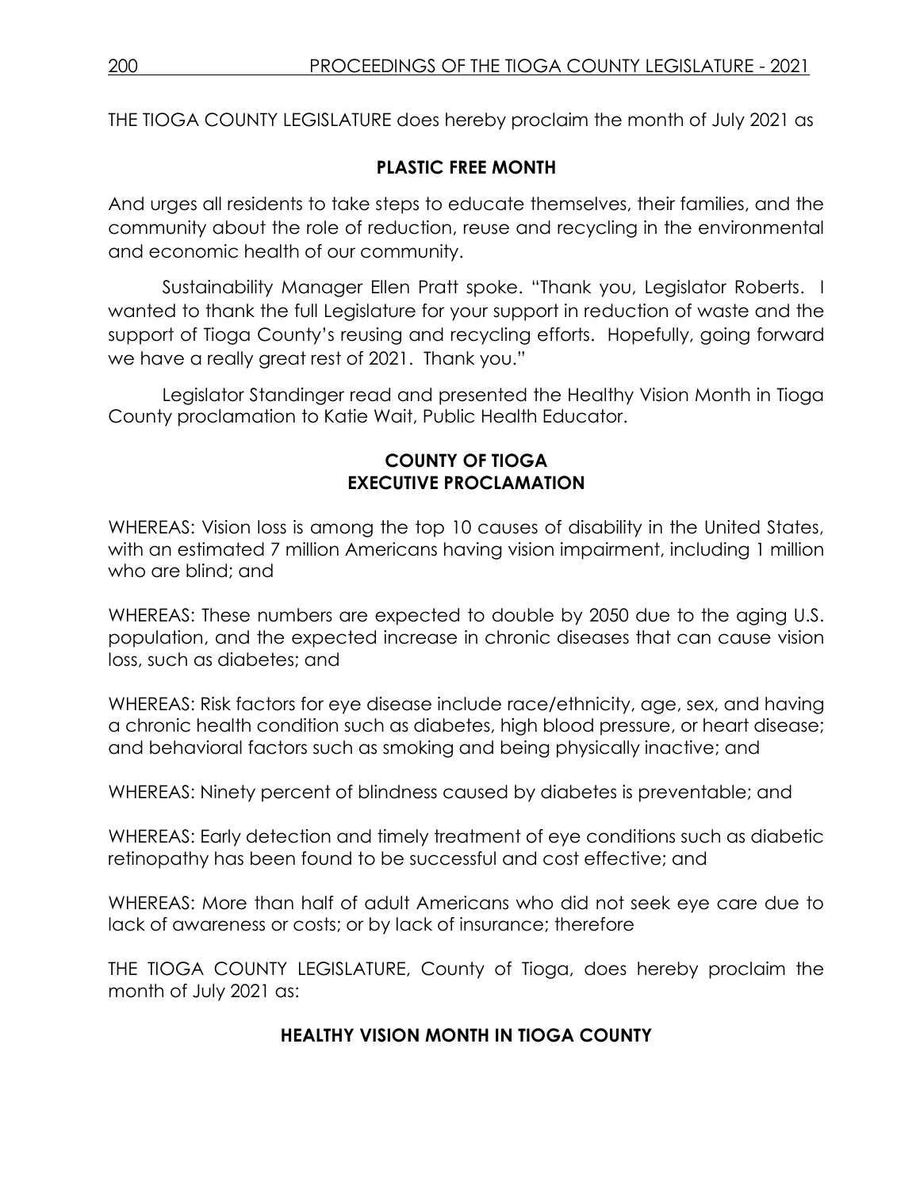THE TIOGA COUNTY LEGISLATURE does hereby proclaim the month of July 2021 as

**PLASTIC FREE MONTH**

And urges all residents to take steps to educate themselves, their families, and the community about the role of reduction, reuse and recycling in the environmental and economic health of our community.

Sustainability Manager Ellen Pratt spoke. "Thank you, Legislator Roberts. I wanted to thank the full Legislature for your support in reduction of waste and the support of Tioga County's reusing and recycling efforts. Hopefully, going forward we have a really great rest of 2021. Thank you."

Legislator Standinger read and presented the Healthy Vision Month in Tioga County proclamation to Katie Wait, Public Health Educator.

**COUNTY OF TIOGA**
**EXECUTIVE PROCLAMATION**

WHEREAS: Vision loss is among the top 10 causes of disability in the United States, with an estimated 7 million Americans having vision impairment, including 1 million who are blind; and

WHEREAS: These numbers are expected to double by 2050 due to the aging U.S. population, and the expected increase in chronic diseases that can cause vision loss, such as diabetes; and

WHEREAS: Risk factors for eye disease include race/ethnicity, age, sex, and having a chronic health condition such as diabetes, high blood pressure, or heart disease; and behavioral factors such as smoking and being physically inactive; and

WHEREAS: Ninety percent of blindness caused by diabetes is preventable; and

WHEREAS: Early detection and timely treatment of eye conditions such as diabetic retinopathy has been found to be successful and cost effective; and

WHEREAS: More than half of adult Americans who did not seek eye care due to lack of awareness or costs; or by lack of insurance; therefore

THE TIOGA COUNTY LEGISLATURE, County of Tioga, does hereby proclaim the month of July 2021 as:

**HEALTHY VISION MONTH IN TIOGA COUNTY**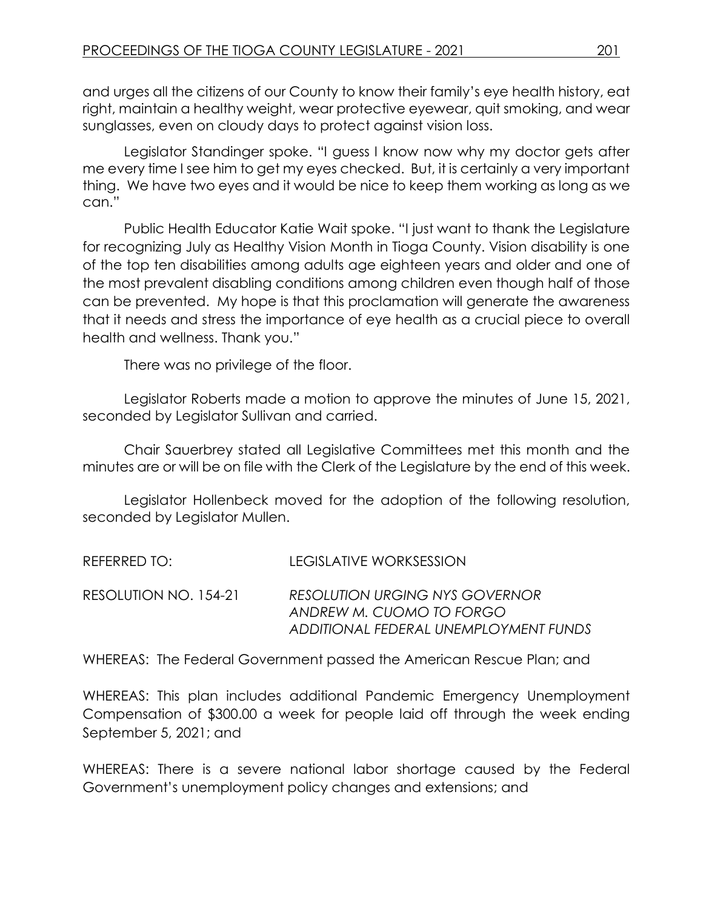and urges all the citizens of our County to know their family's eye health history, eat right, maintain a healthy weight, wear protective eyewear, quit smoking, and wear sunglasses, even on cloudy days to protect against vision loss.

Legislator Standinger spoke. "I guess I know now why my doctor gets after me every time I see him to get my eyes checked. But, it is certainly a very important thing. We have two eyes and it would be nice to keep them working as long as we can."

Public Health Educator Katie Wait spoke. "I just want to thank the Legislature for recognizing July as Healthy Vision Month in Tioga County. Vision disability is one of the top ten disabilities among adults age eighteen years and older and one of the most prevalent disabling conditions among children even though half of those can be prevented. My hope is that this proclamation will generate the awareness that it needs and stress the importance of eye health as a crucial piece to overall health and wellness. Thank you."

There was no privilege of the floor.

Legislator Roberts made a motion to approve the minutes of June 15, 2021, seconded by Legislator Sullivan and carried.

Chair Sauerbrey stated all Legislative Committees met this month and the minutes are or will be on file with the Clerk of the Legislature by the end of this week.

Legislator Hollenbeck moved for the adoption of the following resolution, seconded by Legislator Mullen.

REFERRED TO: LEGISLATIVE WORKSESSION

RESOLUTION NO. 154-21 *RESOLUTION URGING NYS GOVERNOR ANDREW M. CUOMO TO FORGO ADDITIONAL FEDERAL UNEMPLOYMENT FUNDS*

WHEREAS: The Federal Government passed the American Rescue Plan; and

WHEREAS: This plan includes additional Pandemic Emergency Unemployment Compensation of $300.00 a week for people laid off through the week ending September 5, 2021; and

WHEREAS: There is a severe national labor shortage caused by the Federal Government's unemployment policy changes and extensions; and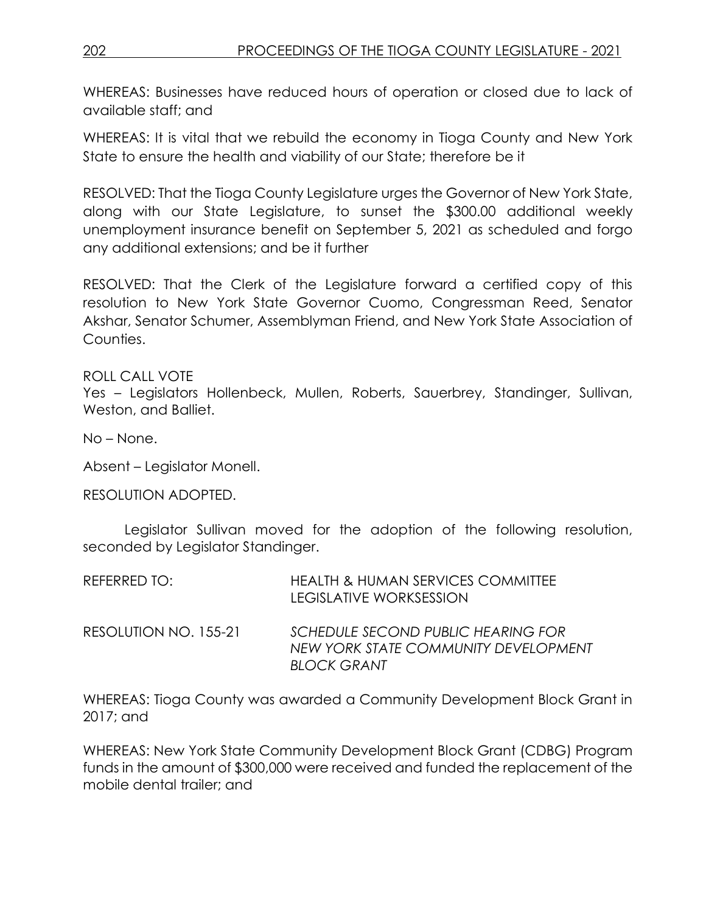WHEREAS: Businesses have reduced hours of operation or closed due to lack of available staff; and

WHEREAS: It is vital that we rebuild the economy in Tioga County and New York State to ensure the health and viability of our State; therefore be it

RESOLVED: That the Tioga County Legislature urges the Governor of New York State, along with our State Legislature, to sunset the $300.00 additional weekly unemployment insurance benefit on September 5, 2021 as scheduled and forgo any additional extensions; and be it further

RESOLVED: That the Clerk of the Legislature forward a certified copy of this resolution to New York State Governor Cuomo, Congressman Reed, Senator Akshar, Senator Schumer, Assemblyman Friend, and New York State Association of Counties.

ROLL CALL VOTE
Yes – Legislators Hollenbeck, Mullen, Roberts, Sauerbrey, Standinger, Sullivan, Weston, and Balliet.

No – None.

Absent – Legislator Monell.

RESOLUTION ADOPTED.

Legislator Sullivan moved for the adoption of the following resolution, seconded by Legislator Standinger.

REFERRED TO: HEALTH & HUMAN SERVICES COMMITTEE
LEGISLATIVE WORKSESSION

RESOLUTION NO. 155-21 *SCHEDULE SECOND PUBLIC HEARING FOR NEW YORK STATE COMMUNITY DEVELOPMENT BLOCK GRANT*

WHEREAS: Tioga County was awarded a Community Development Block Grant in 2017; and

WHEREAS: New York State Community Development Block Grant (CDBG) Program funds in the amount of $300,000 were received and funded the replacement of the mobile dental trailer; and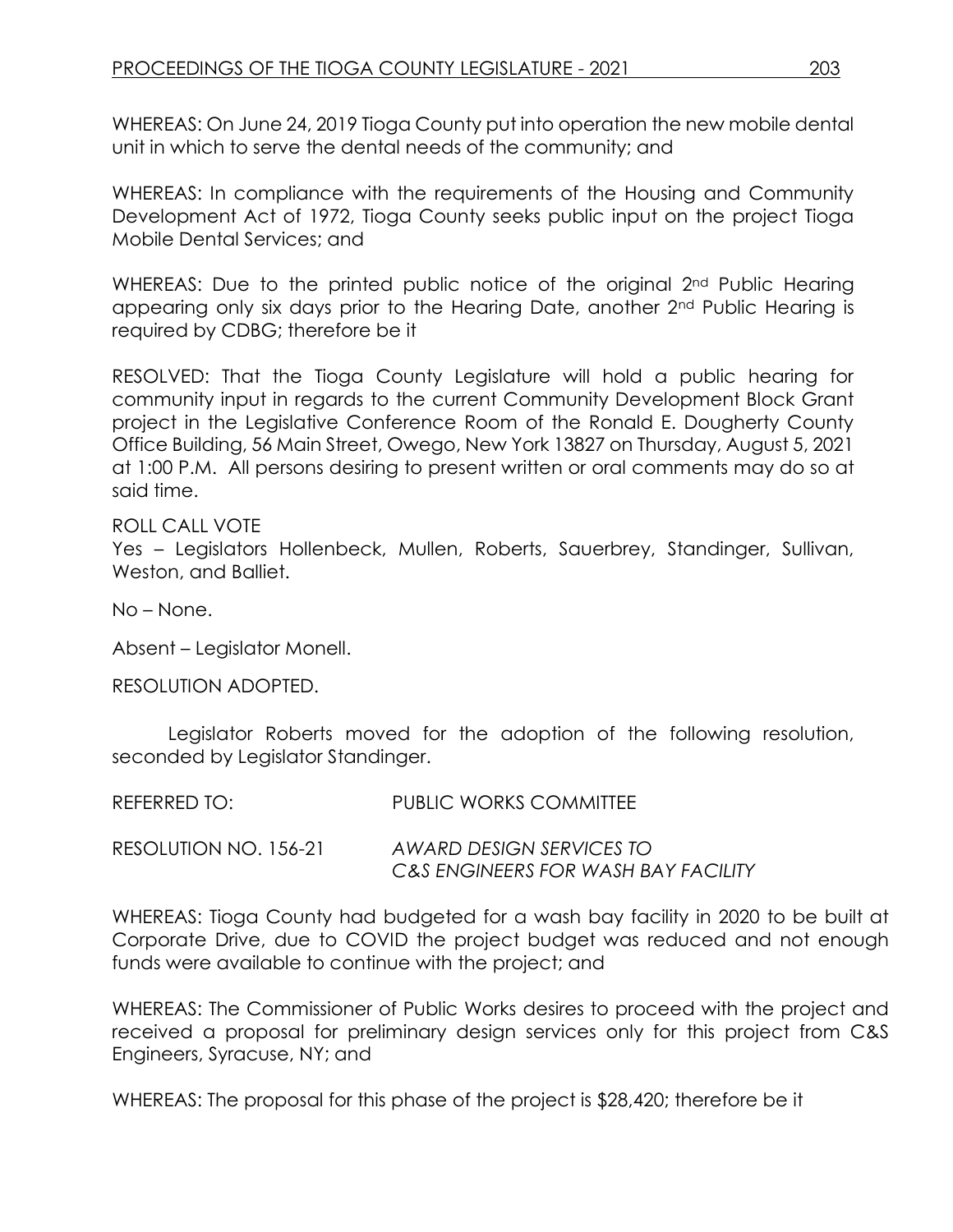WHEREAS: On June 24, 2019 Tioga County put into operation the new mobile dental unit in which to serve the dental needs of the community; and

WHEREAS: In compliance with the requirements of the Housing and Community Development Act of 1972, Tioga County seeks public input on the project Tioga Mobile Dental Services; and

WHEREAS: Due to the printed public notice of the original 2nd Public Hearing appearing only six days prior to the Hearing Date, another 2nd Public Hearing is required by CDBG; therefore be it

RESOLVED: That the Tioga County Legislature will hold a public hearing for community input in regards to the current Community Development Block Grant project in the Legislative Conference Room of the Ronald E. Dougherty County Office Building, 56 Main Street, Owego, New York 13827 on Thursday, August 5, 2021 at 1:00 P.M. All persons desiring to present written or oral comments may do so at said time.

ROLL CALL VOTE
Yes – Legislators Hollenbeck, Mullen, Roberts, Sauerbrey, Standinger, Sullivan, Weston, and Balliet.

No – None.

Absent – Legislator Monell.

RESOLUTION ADOPTED.

Legislator Roberts moved for the adoption of the following resolution, seconded by Legislator Standinger.

REFERRED TO: PUBLIC WORKS COMMITTEE

RESOLUTION NO. 156-21 *AWARD DESIGN SERVICES TO C&S ENGINEERS FOR WASH BAY FACILITY*

WHEREAS: Tioga County had budgeted for a wash bay facility in 2020 to be built at Corporate Drive, due to COVID the project budget was reduced and not enough funds were available to continue with the project; and

WHEREAS: The Commissioner of Public Works desires to proceed with the project and received a proposal for preliminary design services only for this project from C&S Engineers, Syracuse, NY; and

WHEREAS: The proposal for this phase of the project is $28,420; therefore be it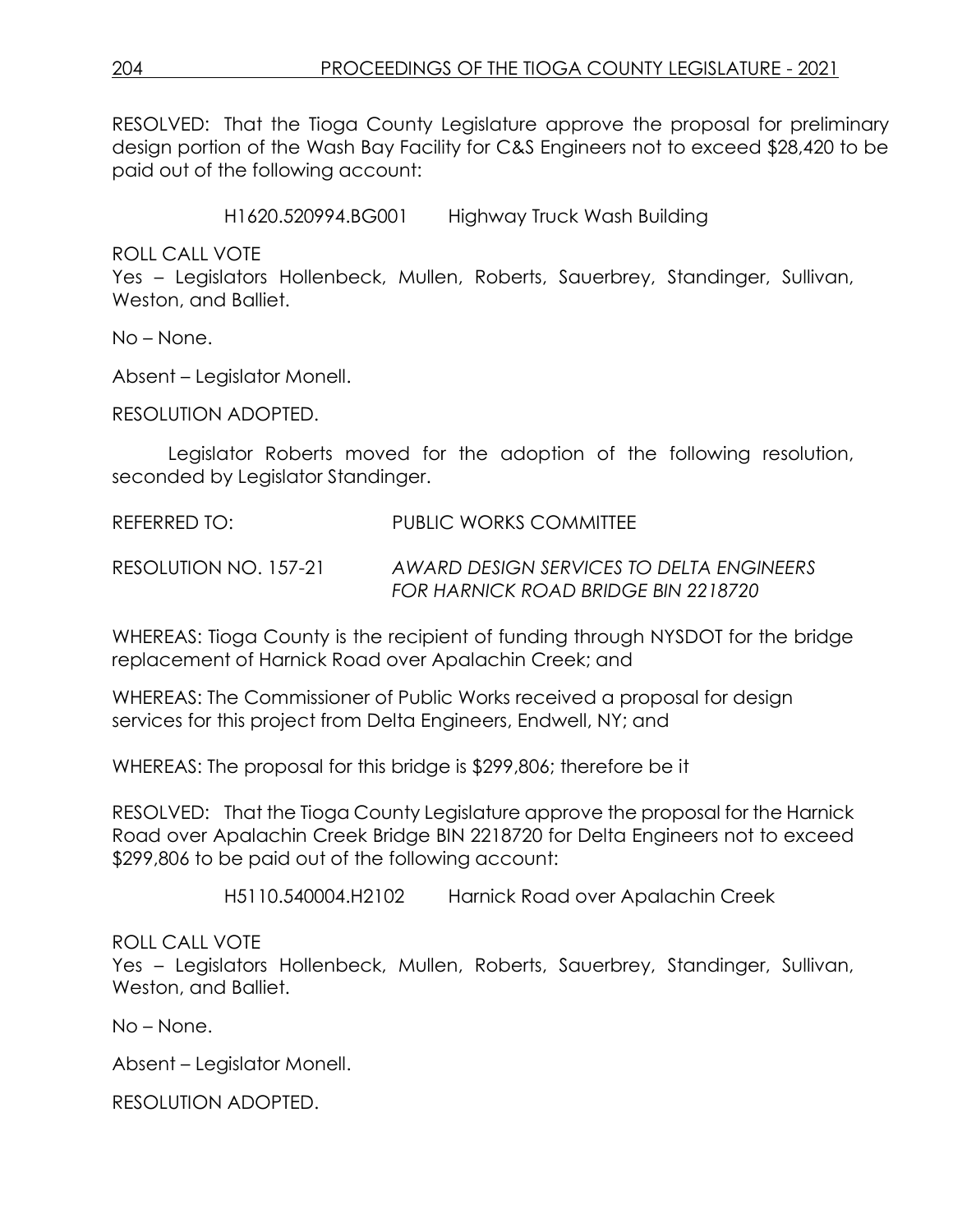RESOLVED: That the Tioga County Legislature approve the proposal for preliminary design portion of the Wash Bay Facility for C&S Engineers not to exceed $28,420 to be paid out of the following account:

H1620.520994.BG001 Highway Truck Wash Building

ROLL CALL VOTE
Yes – Legislators Hollenbeck, Mullen, Roberts, Sauerbrey, Standinger, Sullivan, Weston, and Balliet.

No – None.

Absent – Legislator Monell.

RESOLUTION ADOPTED.

Legislator Roberts moved for the adoption of the following resolution, seconded by Legislator Standinger.

REFERRED TO: PUBLIC WORKS COMMITTEE

RESOLUTION NO. 157-21 *AWARD DESIGN SERVICES TO DELTA ENGINEERS FOR HARNICK ROAD BRIDGE BIN 2218720*

WHEREAS: Tioga County is the recipient of funding through NYSDOT for the bridge replacement of Harnick Road over Apalachin Creek; and

WHEREAS: The Commissioner of Public Works received a proposal for design services for this project from Delta Engineers, Endwell, NY; and

WHEREAS: The proposal for this bridge is $299,806; therefore be it

RESOLVED: That the Tioga County Legislature approve the proposal for the Harnick Road over Apalachin Creek Bridge BIN 2218720 for Delta Engineers not to exceed $299,806 to be paid out of the following account:

H5110.540004.H2102 Harnick Road over Apalachin Creek

ROLL CALL VOTE
Yes – Legislators Hollenbeck, Mullen, Roberts, Sauerbrey, Standinger, Sullivan, Weston, and Balliet.

No – None.

Absent – Legislator Monell.

RESOLUTION ADOPTED.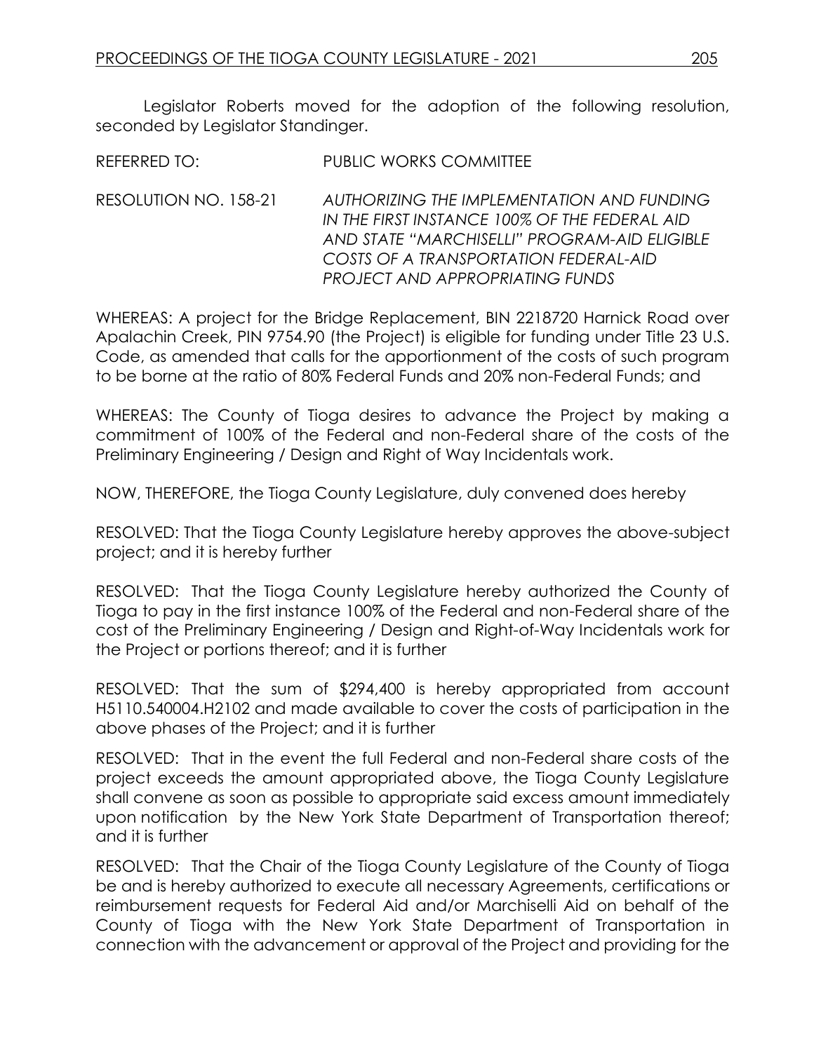Legislator Roberts moved for the adoption of the following resolution, seconded by Legislator Standinger.

REFERRED TO: PUBLIC WORKS COMMITTEE

RESOLUTION NO. 158-21 *AUTHORIZING THE IMPLEMENTATION AND FUNDING IN THE FIRST INSTANCE 100% OF THE FEDERAL AID AND STATE "MARCHISELLI" PROGRAM-AID ELIGIBLE COSTS OF A TRANSPORTATION FEDERAL-AID PROJECT AND APPROPRIATING FUNDS*

WHEREAS: A project for the Bridge Replacement, BIN 2218720 Harnick Road over Apalachin Creek, PIN 9754.90 (the Project) is eligible for funding under Title 23 U.S. Code, as amended that calls for the apportionment of the costs of such program to be borne at the ratio of 80% Federal Funds and 20% non-Federal Funds; and

WHEREAS: The County of Tioga desires to advance the Project by making a commitment of 100% of the Federal and non-Federal share of the costs of the Preliminary Engineering / Design and Right of Way Incidentals work.

NOW, THEREFORE, the Tioga County Legislature, duly convened does hereby

RESOLVED: That the Tioga County Legislature hereby approves the above-subject project; and it is hereby further

RESOLVED: That the Tioga County Legislature hereby authorized the County of Tioga to pay in the first instance 100% of the Federal and non-Federal share of the cost of the Preliminary Engineering / Design and Right-of-Way Incidentals work for the Project or portions thereof; and it is further

RESOLVED: That the sum of $294,400 is hereby appropriated from account H5110.540004.H2102 and made available to cover the costs of participation in the above phases of the Project; and it is further

RESOLVED: That in the event the full Federal and non-Federal share costs of the project exceeds the amount appropriated above, the Tioga County Legislature shall convene as soon as possible to appropriate said excess amount immediately upon notification by the New York State Department of Transportation thereof; and it is further

RESOLVED: That the Chair of the Tioga County Legislature of the County of Tioga be and is hereby authorized to execute all necessary Agreements, certifications or reimbursement requests for Federal Aid and/or Marchiselli Aid on behalf of the County of Tioga with the New York State Department of Transportation in connection with the advancement or approval of the Project and providing for the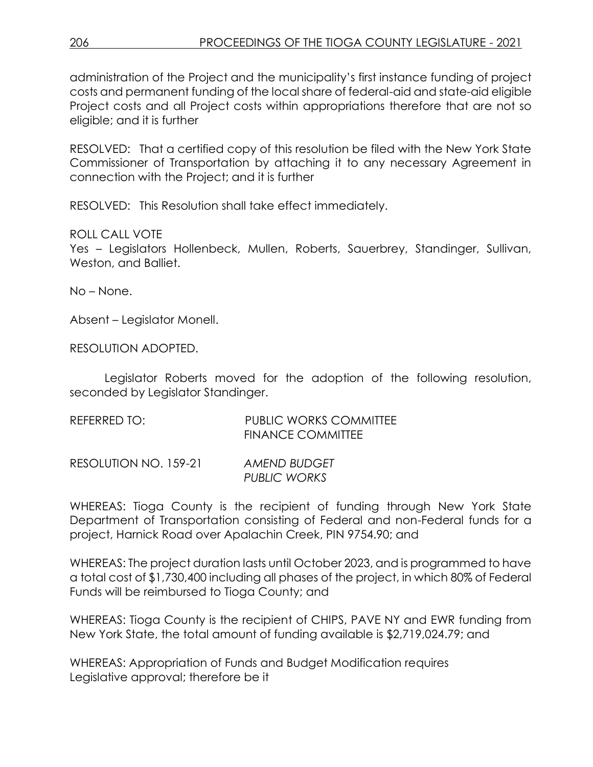administration of the Project and the municipality's first instance funding of project costs and permanent funding of the local share of federal-aid and state-aid eligible Project costs and all Project costs within appropriations therefore that are not so eligible; and it is further

RESOLVED: That a certified copy of this resolution be filed with the New York State Commissioner of Transportation by attaching it to any necessary Agreement in connection with the Project; and it is further

RESOLVED: This Resolution shall take effect immediately.

ROLL CALL VOTE
Yes – Legislators Hollenbeck, Mullen, Roberts, Sauerbrey, Standinger, Sullivan, Weston, and Balliet.

No – None.

Absent – Legislator Monell.

RESOLUTION ADOPTED.

Legislator Roberts moved for the adoption of the following resolution, seconded by Legislator Standinger.

REFERRED TO: PUBLIC WORKS COMMITTEE
FINANCE COMMITTEE

RESOLUTION NO. 159-21 *AMEND BUDGET*
*PUBLIC WORKS*

WHEREAS: Tioga County is the recipient of funding through New York State Department of Transportation consisting of Federal and non-Federal funds for a project, Harnick Road over Apalachin Creek, PIN 9754.90; and

WHEREAS: The project duration lasts until October 2023, and is programmed to have a total cost of $1,730,400 including all phases of the project, in which 80% of Federal Funds will be reimbursed to Tioga County; and

WHEREAS: Tioga County is the recipient of CHIPS, PAVE NY and EWR funding from New York State, the total amount of funding available is $2,719,024.79; and

WHEREAS: Appropriation of Funds and Budget Modification requires Legislative approval; therefore be it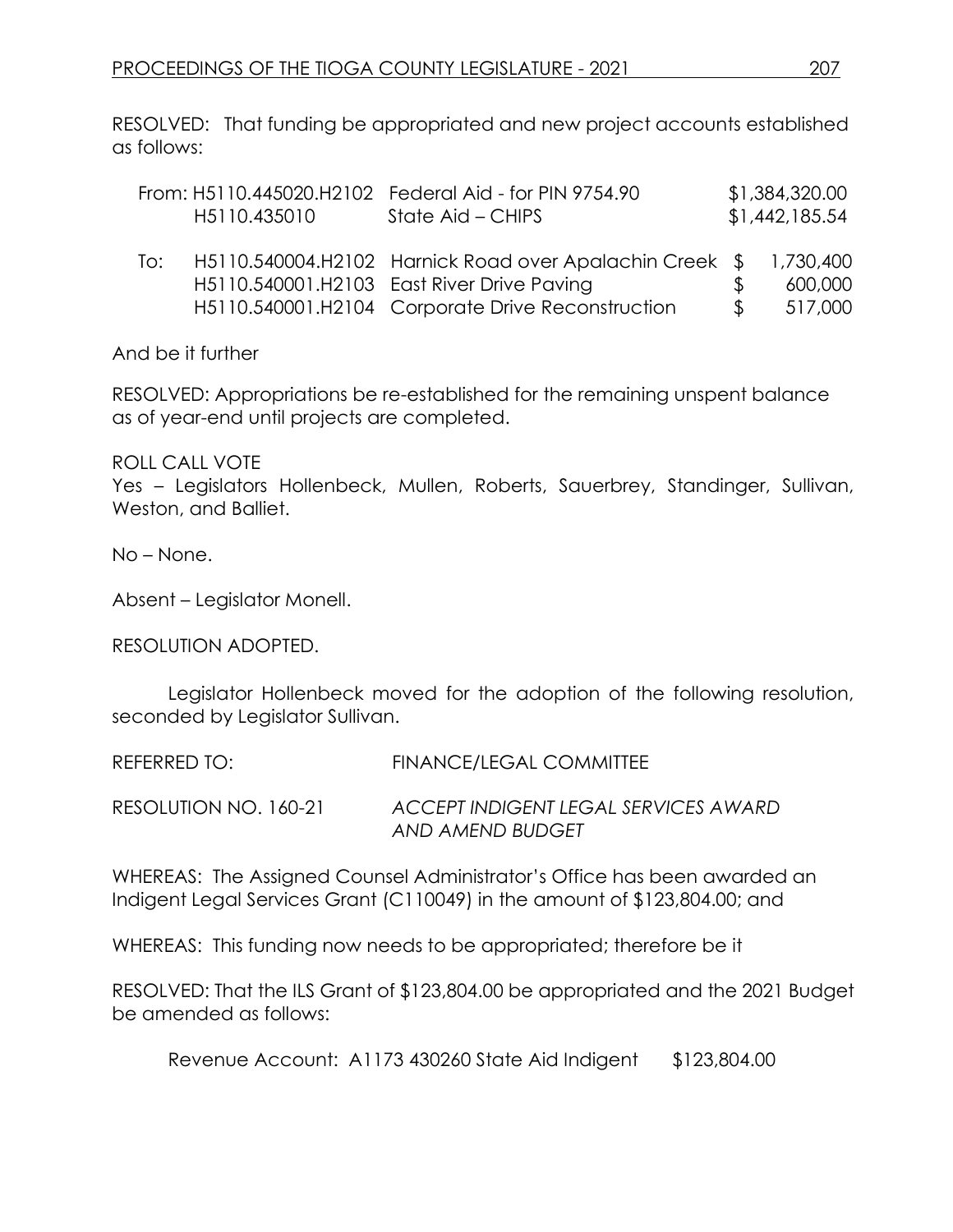RESOLVED: That funding be appropriated and new project accounts established as follows:

| | | | |
|---|---|---|---|
| From: | H5110.445020.H2102 | Federal Aid - for PIN 9754.90 | $1,384,320.00 |
| | H5110.435010 | State Aid – CHIPS | $1,442,185.54 |
| To: | H5110.540004.H2102 | Harnick Road over Apalachin Creek | $ 1,730,400 |
| | H5110.540001.H2103 | East River Drive Paving | $ 600,000 |
| | H5110.540001.H2104 | Corporate Drive Reconstruction | $ 517,000 |

And be it further

RESOLVED: Appropriations be re-established for the remaining unspent balance as of year-end until projects are completed.

ROLL CALL VOTE
Yes – Legislators Hollenbeck, Mullen, Roberts, Sauerbrey, Standinger, Sullivan, Weston, and Balliet.

No – None.

Absent – Legislator Monell.

RESOLUTION ADOPTED.

Legislator Hollenbeck moved for the adoption of the following resolution, seconded by Legislator Sullivan.

REFERRED TO: FINANCE/LEGAL COMMITTEE

RESOLUTION NO. 160-21 *ACCEPT INDIGENT LEGAL SERVICES AWARD AND AMEND BUDGET*

WHEREAS: The Assigned Counsel Administrator's Office has been awarded an Indigent Legal Services Grant (C110049) in the amount of $123,804.00; and

WHEREAS: This funding now needs to be appropriated; therefore be it

RESOLVED: That the ILS Grant of $123,804.00 be appropriated and the 2021 Budget be amended as follows:

Revenue Account: A1173 430260 State Aid Indigent $123,804.00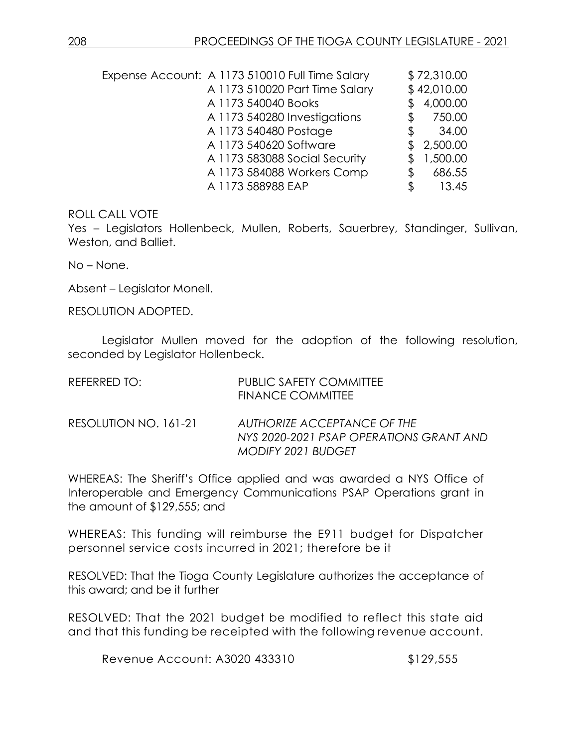| | | |
|---|---|---|
| Expense Account: | A 1173 510010 Full Time Salary | $ 72,310.00 |
| | A 1173 510020 Part Time Salary | $ 42,010.00 |
| | A 1173 540040 Books | $ 4,000.00 |
| | A 1173 540280 Investigations | $ 750.00 |
| | A 1173 540480 Postage | $ 34.00 |
| | A 1173 540620 Software | $ 2,500.00 |
| | A 1173 583088 Social Security | $ 1,500.00 |
| | A 1173 584088 Workers Comp | $ 686.55 |
| | A 1173 588988 EAP | $ 13.45 |

ROLL CALL VOTE

Yes – Legislators Hollenbeck, Mullen, Roberts, Sauerbrey, Standinger, Sullivan, Weston, and Balliet.

No – None.

Absent – Legislator Monell.

RESOLUTION ADOPTED.

Legislator Mullen moved for the adoption of the following resolution, seconded by Legislator Hollenbeck.

REFERRED TO: PUBLIC SAFETY COMMITTEE
FINANCE COMMITTEE

RESOLUTION NO. 161-21 *AUTHORIZE ACCEPTANCE OF THE NYS 2020-2021 PSAP OPERATIONS GRANT AND MODIFY 2021 BUDGET*

WHEREAS: The Sheriff's Office applied and was awarded a NYS Office of Interoperable and Emergency Communications PSAP Operations grant in the amount of $129,555; and

WHEREAS: This funding will reimburse the E911 budget for Dispatcher personnel service costs incurred in 2021; therefore be it

RESOLVED: That the Tioga County Legislature authorizes the acceptance of this award; and be it further

RESOLVED: That the 2021 budget be modified to reflect this state aid and that this funding be receipted with the following revenue account.

Revenue Account: A3020 433310 $129,555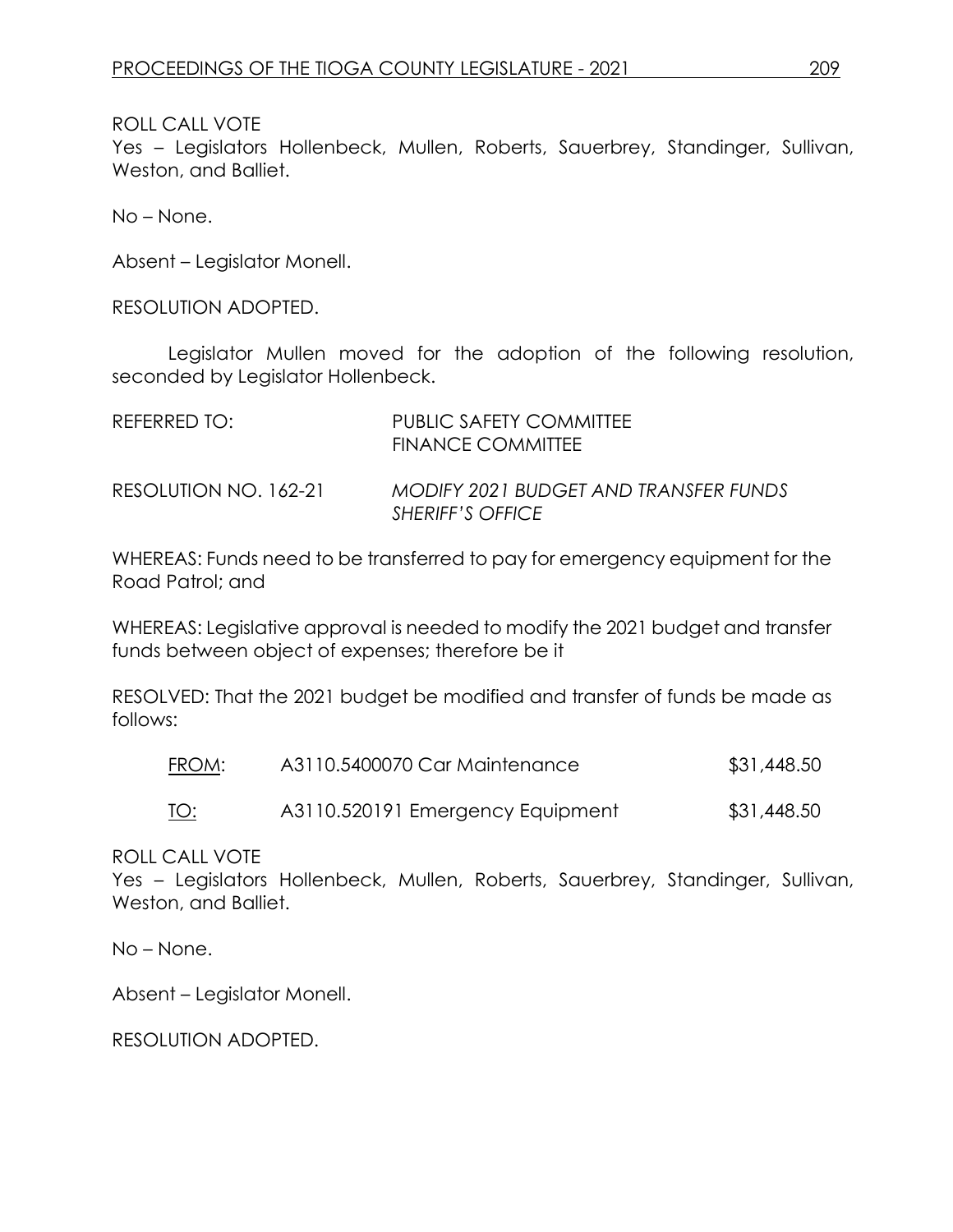ROLL CALL VOTE
Yes – Legislators Hollenbeck, Mullen, Roberts, Sauerbrey, Standinger, Sullivan, Weston, and Balliet.

No – None.

Absent – Legislator Monell.

RESOLUTION ADOPTED.

Legislator Mullen moved for the adoption of the following resolution, seconded by Legislator Hollenbeck.

REFERRED TO: PUBLIC SAFETY COMMITTEE
FINANCE COMMITTEE

RESOLUTION NO. 162-21 *MODIFY 2021 BUDGET AND TRANSFER FUNDS SHERIFF'S OFFICE*

WHEREAS: Funds need to be transferred to pay for emergency equipment for the Road Patrol; and

WHEREAS: Legislative approval is needed to modify the 2021 budget and transfer funds between object of expenses; therefore be it

RESOLVED: That the 2021 budget be modified and transfer of funds be made as follows:

| | | |
|---|---|---|
| FROM: | A3110.5400070 Car Maintenance | $31,448.50 |
| TO: | A3110.520191 Emergency Equipment | $31,448.50 |

ROLL CALL VOTE
Yes – Legislators Hollenbeck, Mullen, Roberts, Sauerbrey, Standinger, Sullivan, Weston, and Balliet.

No – None.

Absent – Legislator Monell.

RESOLUTION ADOPTED.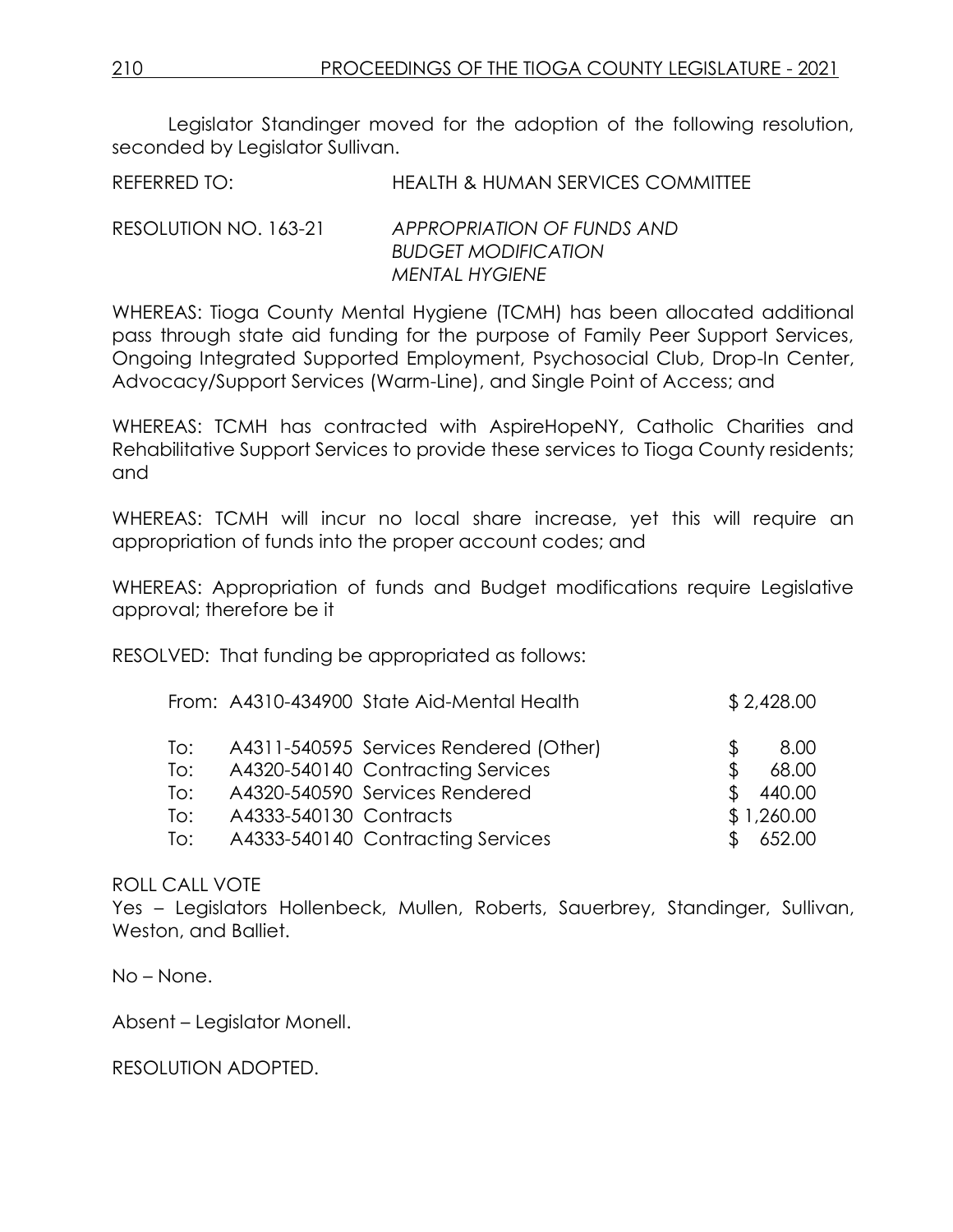Legislator Standinger moved for the adoption of the following resolution, seconded by Legislator Sullivan.

REFERRED TO: HEALTH & HUMAN SERVICES COMMITTEE

RESOLUTION NO. 163-21 *APPROPRIATION OF FUNDS AND BUDGET MODIFICATION MENTAL HYGIENE*

WHEREAS: Tioga County Mental Hygiene (TCMH) has been allocated additional pass through state aid funding for the purpose of Family Peer Support Services, Ongoing Integrated Supported Employment, Psychosocial Club, Drop-In Center, Advocacy/Support Services (Warm-Line), and Single Point of Access; and

WHEREAS: TCMH has contracted with AspireHopeNY, Catholic Charities and Rehabilitative Support Services to provide these services to Tioga County residents; and

WHEREAS: TCMH will incur no local share increase, yet this will require an appropriation of funds into the proper account codes; and

WHEREAS: Appropriation of funds and Budget modifications require Legislative approval; therefore be it

RESOLVED: That funding be appropriated as follows:

| | | |
|---|---|---|
| From: | A4310-434900 State Aid-Mental Health | $ 2,428.00 |
| To: | A4311-540595 Services Rendered (Other) | $ 8.00 |
| To: | A4320-540140 Contracting Services | $ 68.00 |
| To: | A4320-540590 Services Rendered | $ 440.00 |
| To: | A4333-540130 Contracts | $ 1,260.00 |
| To: | A4333-540140 Contracting Services | $ 652.00 |

ROLL CALL VOTE
Yes – Legislators Hollenbeck, Mullen, Roberts, Sauerbrey, Standinger, Sullivan, Weston, and Balliet.

No – None.

Absent – Legislator Monell.

RESOLUTION ADOPTED.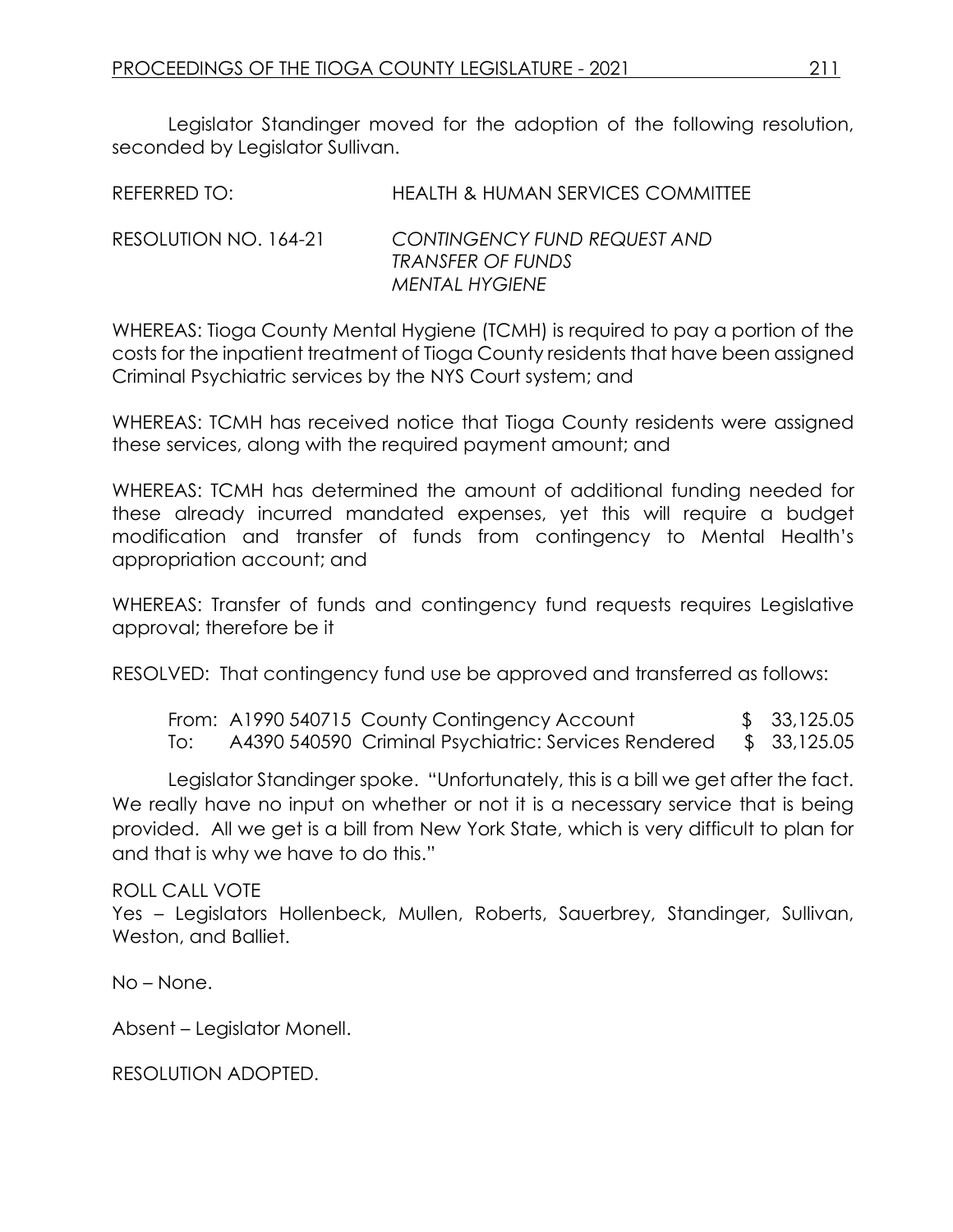Legislator Standinger moved for the adoption of the following resolution, seconded by Legislator Sullivan.

REFERRED TO: HEALTH & HUMAN SERVICES COMMITTEE

RESOLUTION NO. 164-21 *CONTINGENCY FUND REQUEST AND TRANSFER OF FUNDS MENTAL HYGIENE*

WHEREAS: Tioga County Mental Hygiene (TCMH) is required to pay a portion of the costs for the inpatient treatment of Tioga County residents that have been assigned Criminal Psychiatric services by the NYS Court system; and

WHEREAS: TCMH has received notice that Tioga County residents were assigned these services, along with the required payment amount; and

WHEREAS: TCMH has determined the amount of additional funding needed for these already incurred mandated expenses, yet this will require a budget modification and transfer of funds from contingency to Mental Health's appropriation account; and

WHEREAS: Transfer of funds and contingency fund requests requires Legislative approval; therefore be it

RESOLVED: That contingency fund use be approved and transferred as follows:

| | | |
|---|---|---|
| From: | A1990 540715 County Contingency Account | $ 33,125.05 |
| To: | A4390 540590 Criminal Psychiatric: Services Rendered | $ 33,125.05 |

Legislator Standinger spoke. "Unfortunately, this is a bill we get after the fact. We really have no input on whether or not it is a necessary service that is being provided. All we get is a bill from New York State, which is very difficult to plan for and that is why we have to do this."

ROLL CALL VOTE
Yes – Legislators Hollenbeck, Mullen, Roberts, Sauerbrey, Standinger, Sullivan, Weston, and Balliet.

No – None.

Absent – Legislator Monell.

RESOLUTION ADOPTED.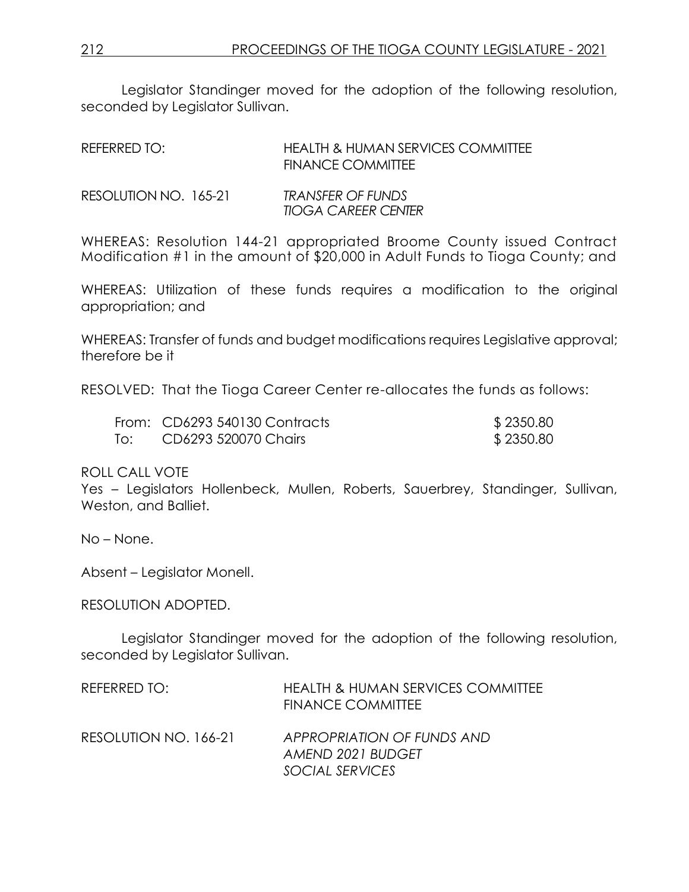Legislator Standinger moved for the adoption of the following resolution, seconded by Legislator Sullivan.

REFERRED TO: HEALTH & HUMAN SERVICES COMMITTEE
FINANCE COMMITTEE

RESOLUTION NO. 165-21 *TRANSFER OF FUNDS*
*TIOGA CAREER CENTER*

WHEREAS: Resolution 144-21 appropriated Broome County issued Contract Modification #1 in the amount of $20,000 in Adult Funds to Tioga County; and

WHEREAS: Utilization of these funds requires a modification to the original appropriation; and

WHEREAS: Transfer of funds and budget modifications requires Legislative approval; therefore be it

RESOLVED: That the Tioga Career Center re-allocates the funds as follows:

| | | |
|---|---|---|
| From: | CD6293 540130 Contracts | $ 2350.80 |
| To: | CD6293 520070 Chairs | $ 2350.80 |

ROLL CALL VOTE
Yes – Legislators Hollenbeck, Mullen, Roberts, Sauerbrey, Standinger, Sullivan, Weston, and Balliet.

No – None.

Absent – Legislator Monell.

RESOLUTION ADOPTED.

Legislator Standinger moved for the adoption of the following resolution, seconded by Legislator Sullivan.

REFERRED TO: HEALTH & HUMAN SERVICES COMMITTEE
FINANCE COMMITTEE

RESOLUTION NO. 166-21 *APPROPRIATION OF FUNDS AND*
*AMEND 2021 BUDGET*
*SOCIAL SERVICES*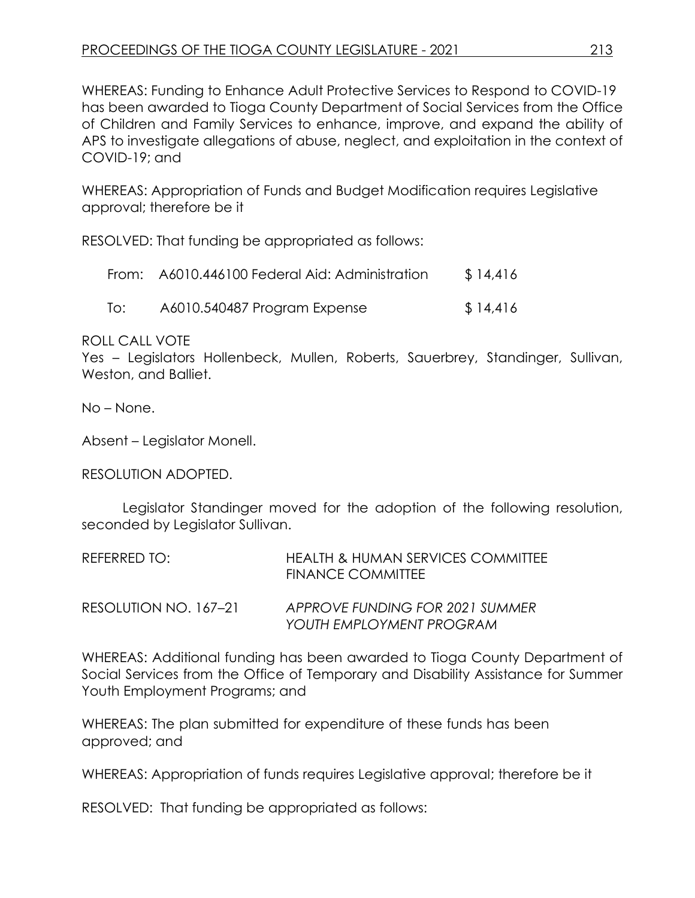WHEREAS: Funding to Enhance Adult Protective Services to Respond to COVID-19 has been awarded to Tioga County Department of Social Services from the Office of Children and Family Services to enhance, improve, and expand the ability of APS to investigate allegations of abuse, neglect, and exploitation in the context of COVID-19; and

WHEREAS: Appropriation of Funds and Budget Modification requires Legislative approval; therefore be it

RESOLVED: That funding be appropriated as follows:

| | | |
|---|---|---|
| From: | A6010.446100 Federal Aid: Administration | $ 14,416 |
| To: | A6010.540487 Program Expense | $ 14,416 |

ROLL CALL VOTE
Yes – Legislators Hollenbeck, Mullen, Roberts, Sauerbrey, Standinger, Sullivan, Weston, and Balliet.

No – None.

Absent – Legislator Monell.

RESOLUTION ADOPTED.

Legislator Standinger moved for the adoption of the following resolution, seconded by Legislator Sullivan.

REFERRED TO: HEALTH & HUMAN SERVICES COMMITTEE
FINANCE COMMITTEE

RESOLUTION NO. 167–21 *APPROVE FUNDING FOR 2021 SUMMER YOUTH EMPLOYMENT PROGRAM*

WHEREAS: Additional funding has been awarded to Tioga County Department of Social Services from the Office of Temporary and Disability Assistance for Summer Youth Employment Programs; and

WHEREAS: The plan submitted for expenditure of these funds has been approved; and

WHEREAS: Appropriation of funds requires Legislative approval; therefore be it

RESOLVED: That funding be appropriated as follows: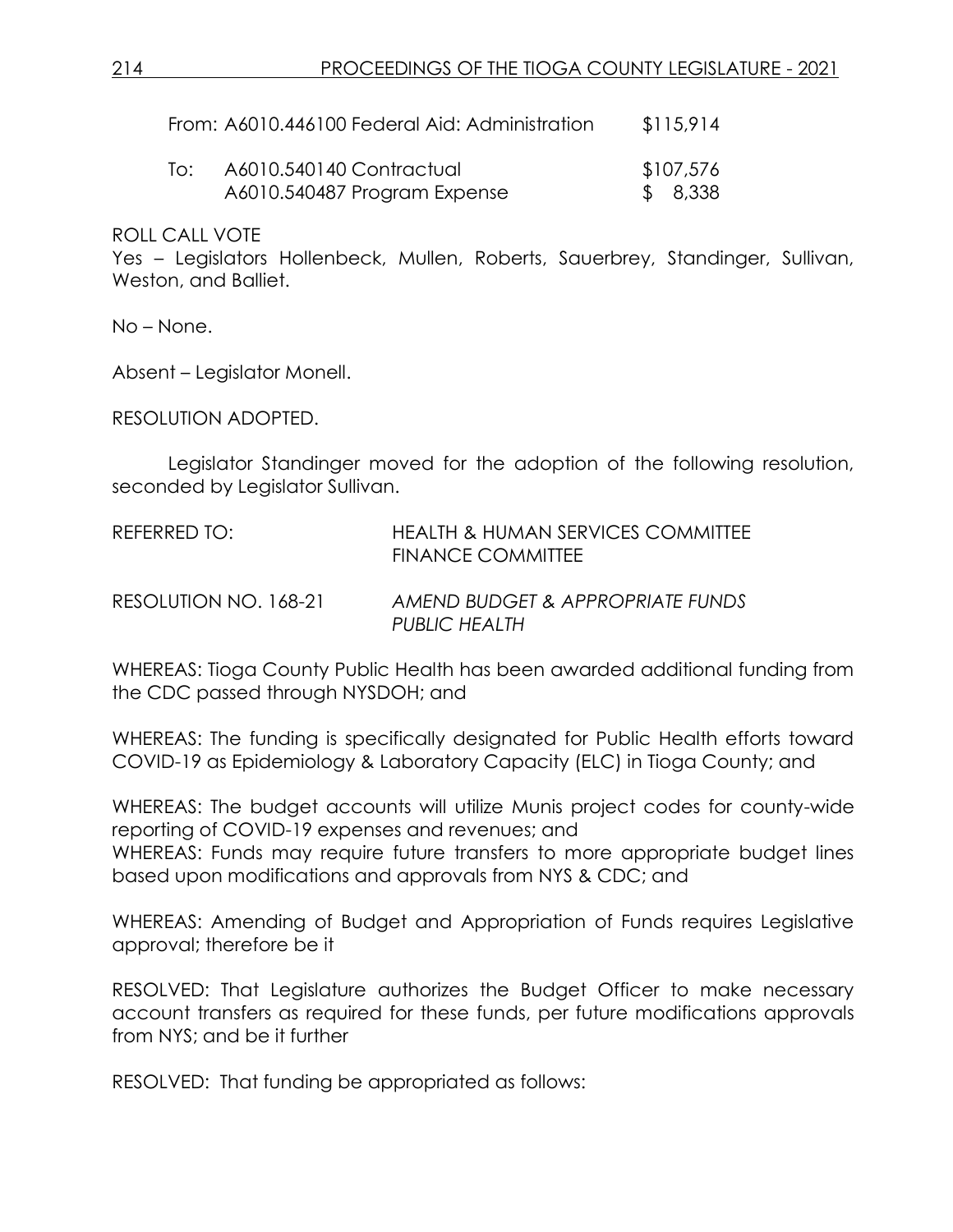| | | |
|---|---|---|
| From: | A6010.446100 Federal Aid: Administration | \$115,914 |
| To: | A6010.540140 Contractual | \$107,576 |
| | A6010.540487 Program Expense | \$ 8,338 |

ROLL CALL VOTE
Yes – Legislators Hollenbeck, Mullen, Roberts, Sauerbrey, Standinger, Sullivan, Weston, and Balliet.

No – None.

Absent – Legislator Monell.

RESOLUTION ADOPTED.

Legislator Standinger moved for the adoption of the following resolution, seconded by Legislator Sullivan.

REFERRED TO: HEALTH & HUMAN SERVICES COMMITTEE
FINANCE COMMITTEE

RESOLUTION NO. 168-21 *AMEND BUDGET & APPROPRIATE FUNDS PUBLIC HEALTH*

WHEREAS: Tioga County Public Health has been awarded additional funding from the CDC passed through NYSDOH; and

WHEREAS: The funding is specifically designated for Public Health efforts toward COVID-19 as Epidemiology & Laboratory Capacity (ELC) in Tioga County; and

WHEREAS: The budget accounts will utilize Munis project codes for county-wide reporting of COVID-19 expenses and revenues; and
WHEREAS: Funds may require future transfers to more appropriate budget lines based upon modifications and approvals from NYS & CDC; and

WHEREAS: Amending of Budget and Appropriation of Funds requires Legislative approval; therefore be it

RESOLVED: That Legislature authorizes the Budget Officer to make necessary account transfers as required for these funds, per future modifications approvals from NYS; and be it further

RESOLVED: That funding be appropriated as follows: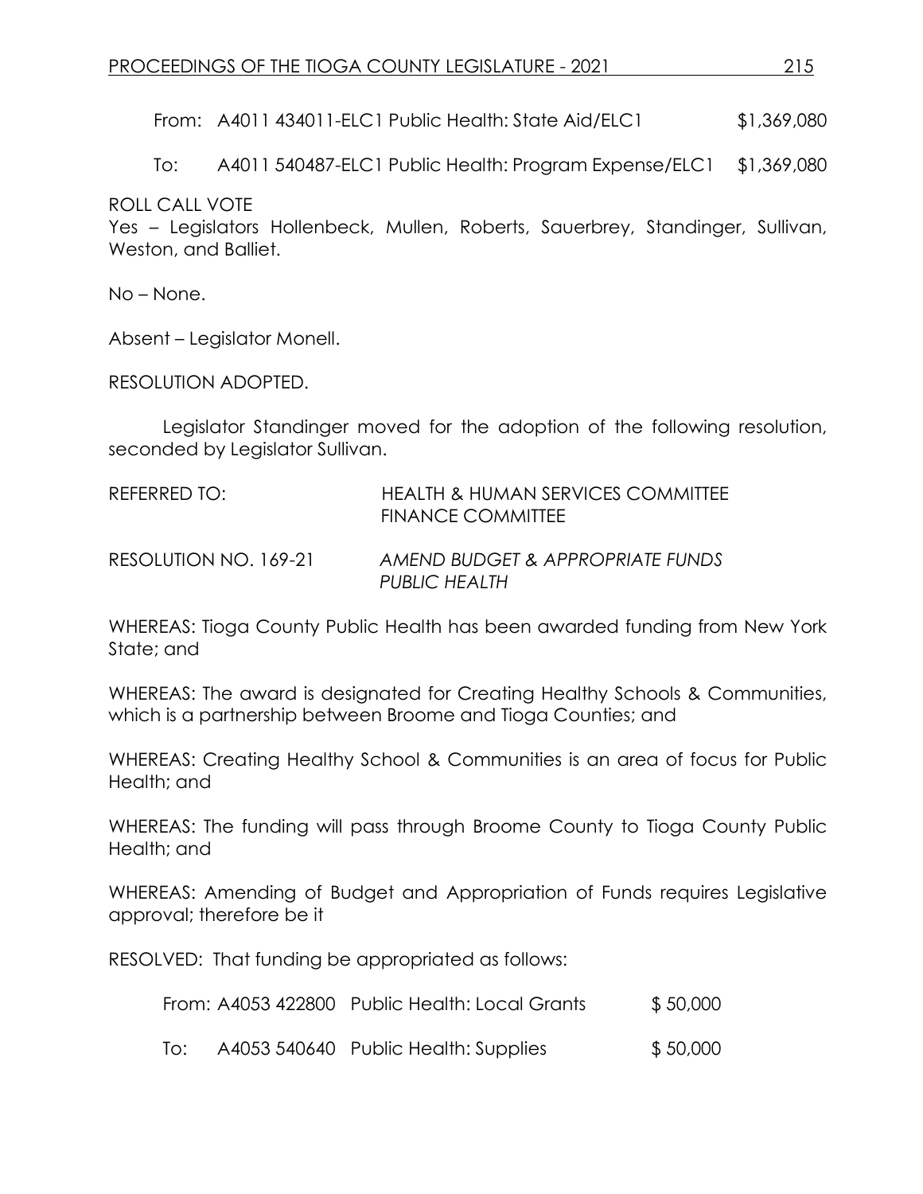From: A4011 434011-ELC1 Public Health: State Aid/ELC1 $1,369,080

To: A4011 540487-ELC1 Public Health: Program Expense/ELC1 $1,369,080

ROLL CALL VOTE
Yes – Legislators Hollenbeck, Mullen, Roberts, Sauerbrey, Standinger, Sullivan, Weston, and Balliet.

No – None.

Absent – Legislator Monell.

RESOLUTION ADOPTED.

Legislator Standinger moved for the adoption of the following resolution, seconded by Legislator Sullivan.

REFERRED TO: HEALTH & HUMAN SERVICES COMMITTEE
FINANCE COMMITTEE

RESOLUTION NO. 169-21 *AMEND BUDGET & APPROPRIATE FUNDS PUBLIC HEALTH*

WHEREAS: Tioga County Public Health has been awarded funding from New York State; and

WHEREAS: The award is designated for Creating Healthy Schools & Communities, which is a partnership between Broome and Tioga Counties; and

WHEREAS: Creating Healthy School & Communities is an area of focus for Public Health; and

WHEREAS: The funding will pass through Broome County to Tioga County Public Health; and

WHEREAS: Amending of Budget and Appropriation of Funds requires Legislative approval; therefore be it

RESOLVED: That funding be appropriated as follows:

From: A4053 422800 Public Health: Local Grants $ 50,000

To: A4053 540640 Public Health: Supplies $ 50,000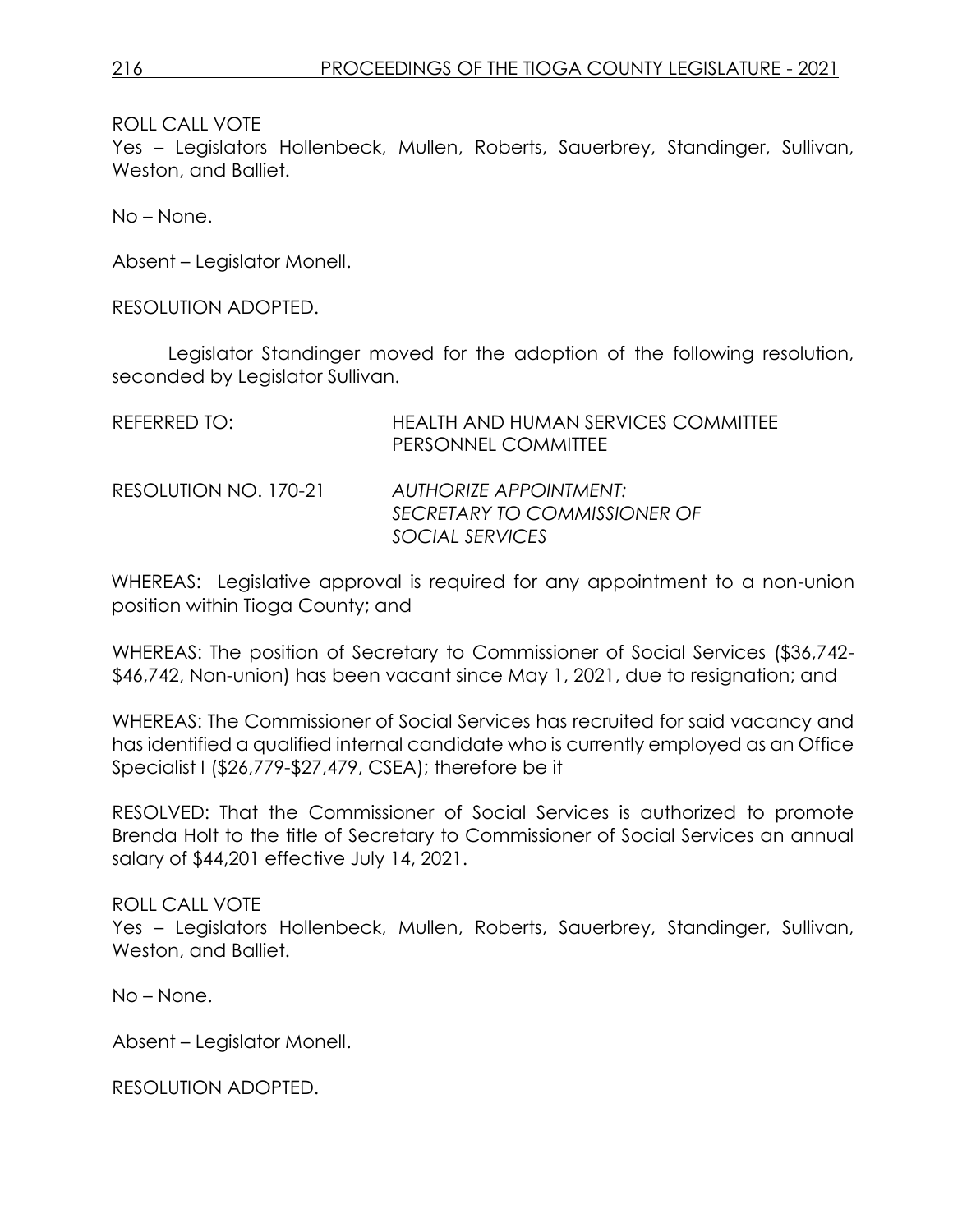ROLL CALL VOTE
Yes – Legislators Hollenbeck, Mullen, Roberts, Sauerbrey, Standinger, Sullivan, Weston, and Balliet.

No – None.

Absent – Legislator Monell.

RESOLUTION ADOPTED.

Legislator Standinger moved for the adoption of the following resolution, seconded by Legislator Sullivan.

REFERRED TO: HEALTH AND HUMAN SERVICES COMMITTEE
PERSONNEL COMMITTEE

RESOLUTION NO. 170-21 *AUTHORIZE APPOINTMENT: SECRETARY TO COMMISSIONER OF SOCIAL SERVICES*

WHEREAS: Legislative approval is required for any appointment to a non-union position within Tioga County; and

WHEREAS: The position of Secretary to Commissioner of Social Services ($36,742-$46,742, Non-union) has been vacant since May 1, 2021, due to resignation; and

WHEREAS: The Commissioner of Social Services has recruited for said vacancy and has identified a qualified internal candidate who is currently employed as an Office Specialist I ($26,779-$27,479, CSEA); therefore be it

RESOLVED: That the Commissioner of Social Services is authorized to promote Brenda Holt to the title of Secretary to Commissioner of Social Services an annual salary of $44,201 effective July 14, 2021.

ROLL CALL VOTE
Yes – Legislators Hollenbeck, Mullen, Roberts, Sauerbrey, Standinger, Sullivan, Weston, and Balliet.

No – None.

Absent – Legislator Monell.

RESOLUTION ADOPTED.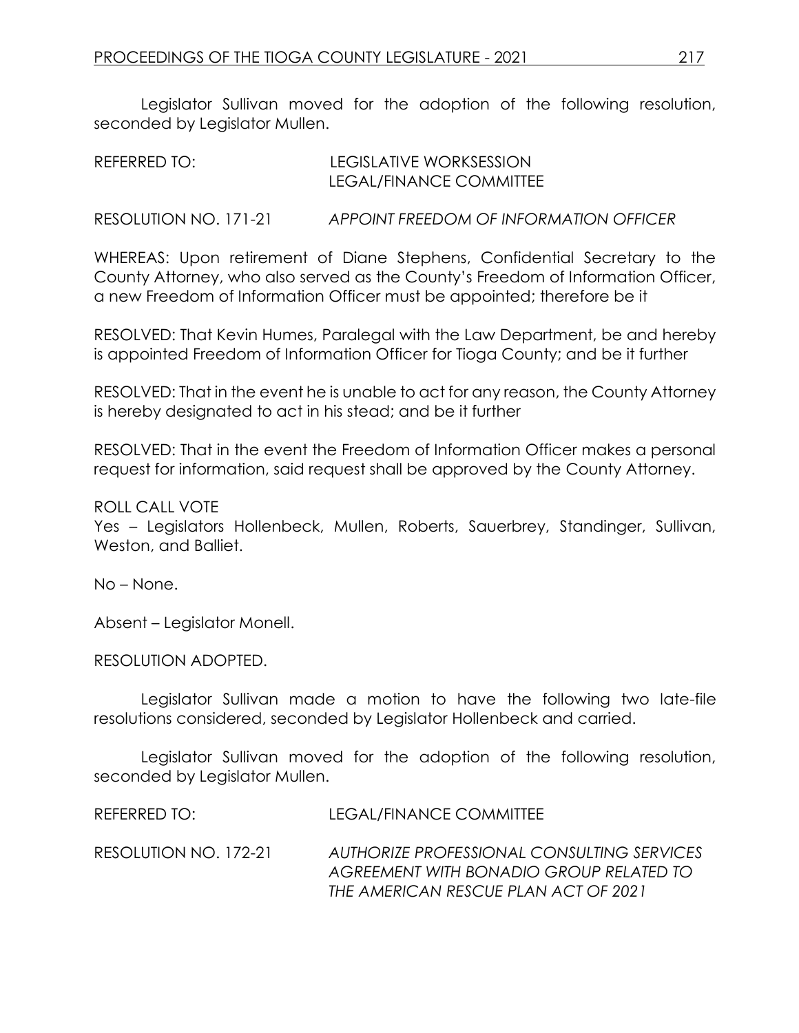Legislator Sullivan moved for the adoption of the following resolution, seconded by Legislator Mullen.

REFERRED TO: LEGISLATIVE WORKSESSION
LEGAL/FINANCE COMMITTEE

RESOLUTION NO. 171-21 *APPOINT FREEDOM OF INFORMATION OFFICER*

WHEREAS: Upon retirement of Diane Stephens, Confidential Secretary to the County Attorney, who also served as the County's Freedom of Information Officer, a new Freedom of Information Officer must be appointed; therefore be it

RESOLVED: That Kevin Humes, Paralegal with the Law Department, be and hereby is appointed Freedom of Information Officer for Tioga County; and be it further

RESOLVED: That in the event he is unable to act for any reason, the County Attorney is hereby designated to act in his stead; and be it further

RESOLVED: That in the event the Freedom of Information Officer makes a personal request for information, said request shall be approved by the County Attorney.

ROLL CALL VOTE
Yes – Legislators Hollenbeck, Mullen, Roberts, Sauerbrey, Standinger, Sullivan, Weston, and Balliet.

No – None.

Absent – Legislator Monell.

RESOLUTION ADOPTED.

Legislator Sullivan made a motion to have the following two late-file resolutions considered, seconded by Legislator Hollenbeck and carried.

Legislator Sullivan moved for the adoption of the following resolution, seconded by Legislator Mullen.

REFERRED TO: LEGAL/FINANCE COMMITTEE

RESOLUTION NO. 172-21 *AUTHORIZE PROFESSIONAL CONSULTING SERVICES AGREEMENT WITH BONADIO GROUP RELATED TO THE AMERICAN RESCUE PLAN ACT OF 2021*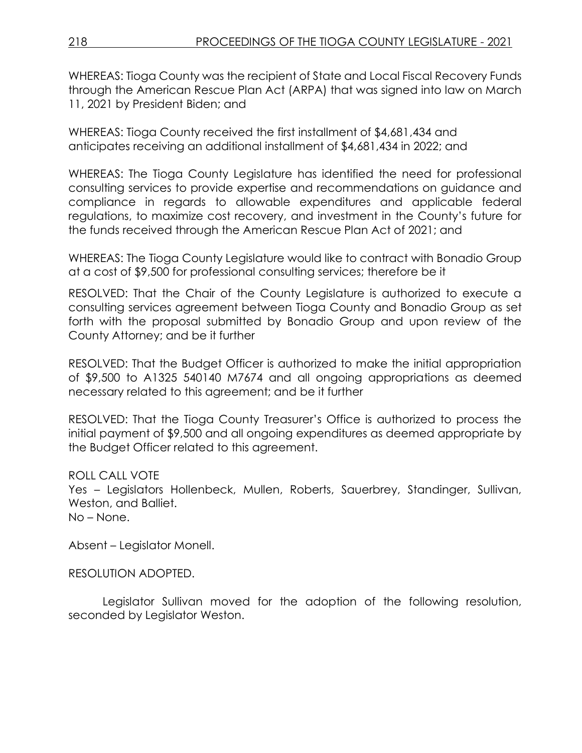WHEREAS: Tioga County was the recipient of State and Local Fiscal Recovery Funds through the American Rescue Plan Act (ARPA) that was signed into law on March 11, 2021 by President Biden; and

WHEREAS: Tioga County received the first installment of $4,681,434 and anticipates receiving an additional installment of $4,681,434 in 2022; and

WHEREAS: The Tioga County Legislature has identified the need for professional consulting services to provide expertise and recommendations on guidance and compliance in regards to allowable expenditures and applicable federal regulations, to maximize cost recovery, and investment in the County's future for the funds received through the American Rescue Plan Act of 2021; and

WHEREAS: The Tioga County Legislature would like to contract with Bonadio Group at a cost of $9,500 for professional consulting services; therefore be it

RESOLVED: That the Chair of the County Legislature is authorized to execute a consulting services agreement between Tioga County and Bonadio Group as set forth with the proposal submitted by Bonadio Group and upon review of the County Attorney; and be it further

RESOLVED: That the Budget Officer is authorized to make the initial appropriation of $9,500 to A1325 540140 M7674 and all ongoing appropriations as deemed necessary related to this agreement; and be it further

RESOLVED: That the Tioga County Treasurer's Office is authorized to process the initial payment of $9,500 and all ongoing expenditures as deemed appropriate by the Budget Officer related to this agreement.

ROLL CALL VOTE
Yes – Legislators Hollenbeck, Mullen, Roberts, Sauerbrey, Standinger, Sullivan, Weston, and Balliet.
No – None.

Absent – Legislator Monell.

RESOLUTION ADOPTED.

Legislator Sullivan moved for the adoption of the following resolution, seconded by Legislator Weston.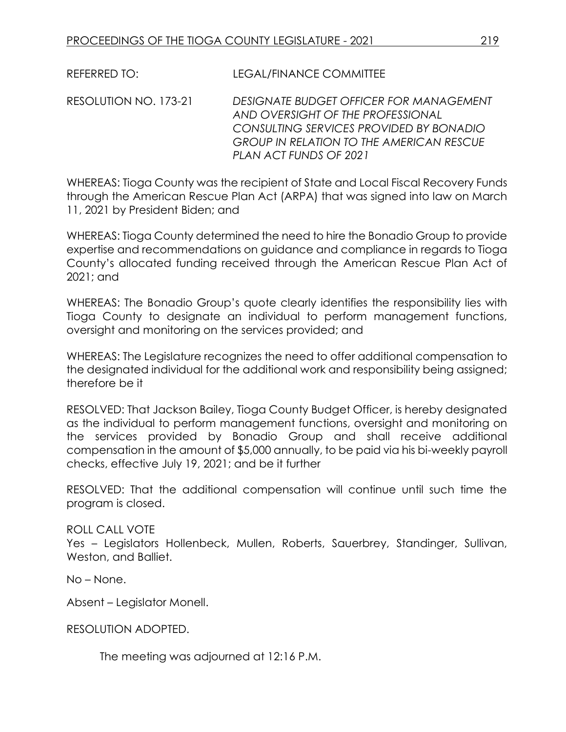REFERRED TO: LEGAL/FINANCE COMMITTEE

RESOLUTION NO. 173-21 *DESIGNATE BUDGET OFFICER FOR MANAGEMENT AND OVERSIGHT OF THE PROFESSIONAL CONSULTING SERVICES PROVIDED BY BONADIO GROUP IN RELATION TO THE AMERICAN RESCUE PLAN ACT FUNDS OF 2021*

WHEREAS: Tioga County was the recipient of State and Local Fiscal Recovery Funds through the American Rescue Plan Act (ARPA) that was signed into law on March 11, 2021 by President Biden; and

WHEREAS: Tioga County determined the need to hire the Bonadio Group to provide expertise and recommendations on guidance and compliance in regards to Tioga County's allocated funding received through the American Rescue Plan Act of 2021; and

WHEREAS: The Bonadio Group's quote clearly identifies the responsibility lies with Tioga County to designate an individual to perform management functions, oversight and monitoring on the services provided; and

WHEREAS: The Legislature recognizes the need to offer additional compensation to the designated individual for the additional work and responsibility being assigned; therefore be it

RESOLVED: That Jackson Bailey, Tioga County Budget Officer, is hereby designated as the individual to perform management functions, oversight and monitoring on the services provided by Bonadio Group and shall receive additional compensation in the amount of $5,000 annually, to be paid via his bi-weekly payroll checks, effective July 19, 2021; and be it further

RESOLVED: That the additional compensation will continue until such time the program is closed.

ROLL CALL VOTE
Yes – Legislators Hollenbeck, Mullen, Roberts, Sauerbrey, Standinger, Sullivan, Weston, and Balliet.

No – None.

Absent – Legislator Monell.

RESOLUTION ADOPTED.

The meeting was adjourned at 12:16 P.M.